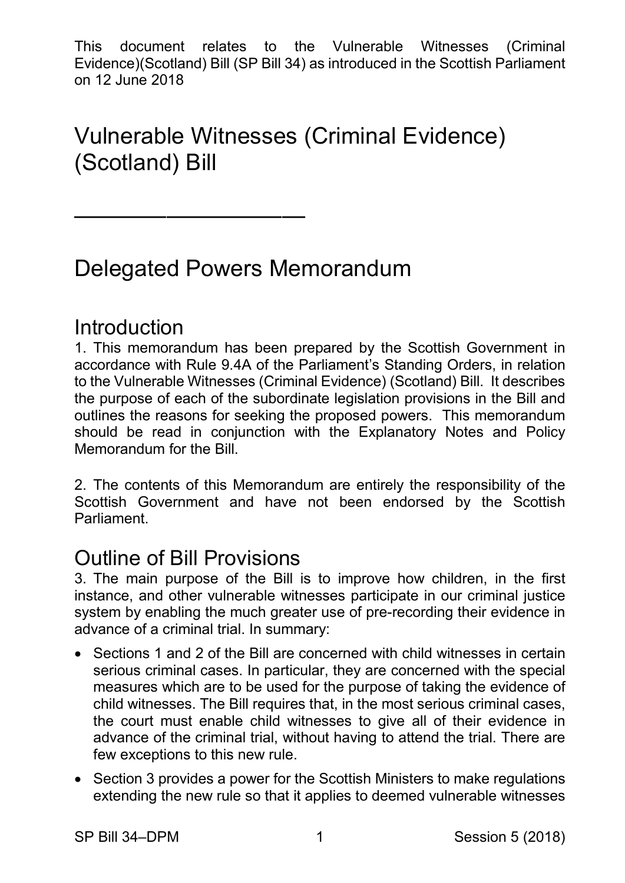This document relates to the Vulnerable Witnesses (Criminal Evidence)(Scotland) Bill (SP Bill 34) as introduced in the Scottish Parliament on 12 June 2018

# Vulnerable Witnesses (Criminal Evidence) (Scotland) Bill

———————————

# Delegated Powers Memorandum

## Introduction

1. This memorandum has been prepared by the Scottish Government in accordance with Rule 9.4A of the Parliament's Standing Orders, in relation to the Vulnerable Witnesses (Criminal Evidence) (Scotland) Bill. It describes the purpose of each of the subordinate legislation provisions in the Bill and outlines the reasons for seeking the proposed powers. This memorandum should be read in conjunction with the Explanatory Notes and Policy Memorandum for the Bill.

2. The contents of this Memorandum are entirely the responsibility of the Scottish Government and have not been endorsed by the Scottish Parliament.

## Outline of Bill Provisions

3. The main purpose of the Bill is to improve how children, in the first instance, and other vulnerable witnesses participate in our criminal justice system by enabling the much greater use of pre-recording their evidence in advance of a criminal trial. In summary:

- Sections 1 and 2 of the Bill are concerned with child witnesses in certain serious criminal cases. In particular, they are concerned with the special measures which are to be used for the purpose of taking the evidence of child witnesses. The Bill requires that, in the most serious criminal cases, the court must enable child witnesses to give all of their evidence in advance of the criminal trial, without having to attend the trial. There are few exceptions to this new rule.
- Section 3 provides a power for the Scottish Ministers to make regulations extending the new rule so that it applies to deemed vulnerable witnesses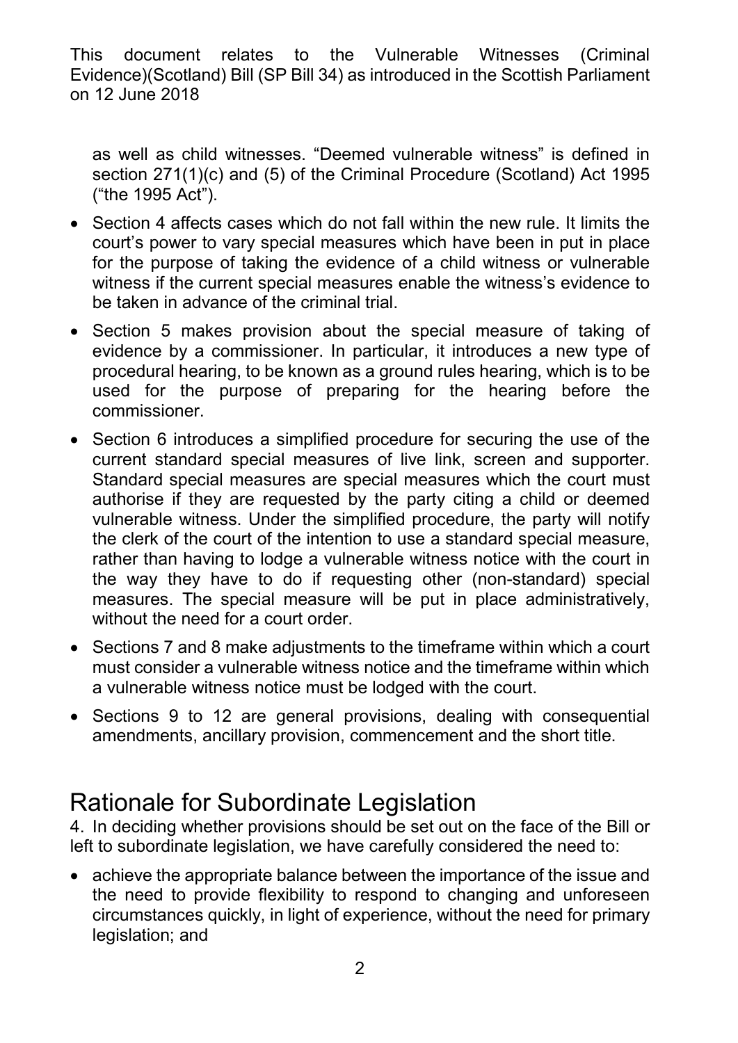as well as child witnesses. “Deemed vulnerable witness” is defined in section 271(1)(c) and (5) of the Criminal Procedure (Scotland) Act 1995 (“the 1995 Act”).

- Section 4 affects cases which do not fall within the new rule. It limits the court’s power to vary special measures which have been in put in place for the purpose of taking the evidence of a child witness or vulnerable witness if the current special measures enable the witness’s evidence to be taken in advance of the criminal trial.
- Section 5 makes provision about the special measure of taking of evidence by a commissioner. In particular, it introduces a new type of procedural hearing, to be known as a ground rules hearing, which is to be used for the purpose of preparing for the hearing before the commissioner.
- Section 6 introduces a simplified procedure for securing the use of the current standard special measures of live link, screen and supporter. Standard special measures are special measures which the court must authorise if they are requested by the party citing a child or deemed vulnerable witness. Under the simplified procedure, the party will notify the clerk of the court of the intention to use a standard special measure, rather than having to lodge a vulnerable witness notice with the court in the way they have to do if requesting other (non-standard) special measures. The special measure will be put in place administratively, without the need for a court order.
- Sections 7 and 8 make adjustments to the timeframe within which a court must consider a vulnerable witness notice and the timeframe within which a vulnerable witness notice must be lodged with the court.
- Sections 9 to 12 are general provisions, dealing with consequential amendments, ancillary provision, commencement and the short title.

## Rationale for Subordinate Legislation

4. In deciding whether provisions should be set out on the face of the Bill or left to subordinate legislation, we have carefully considered the need to:

- achieve the appropriate balance between the importance of the issue and the need to provide flexibility to respond to changing and unforeseen circumstances quickly, in light of experience, without the need for primary legislation; and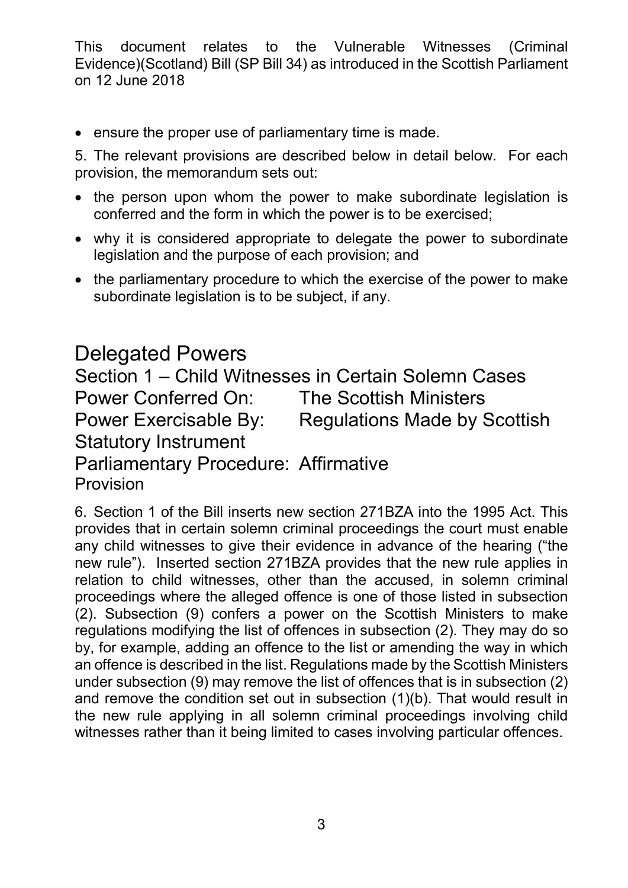- ensure the proper use of parliamentary time is made.

5. The relevant provisions are described below in detail below. For each provision, the memorandum sets out:

- the person upon whom the power to make subordinate legislation is conferred and the form in which the power is to be exercised;
- why it is considered appropriate to delegate the power to subordinate legislation and the purpose of each provision; and
- the parliamentary procedure to which the exercise of the power to make subordinate legislation is to be subject, if any.

# Delegated Powers

## Section 1 – Child Witnesses in Certain Solemn Cases

Power Conferred On: The Scottish Ministers

Power Exercisable By: Regulations Made by Scottish Statutory Instrument

Parliamentary Procedure: Affirmative

### Provision

6. Section 1 of the Bill inserts new section 271BZA into the 1995 Act. This provides that in certain solemn criminal proceedings the court must enable any child witnesses to give their evidence in advance of the hearing ("the new rule"). Inserted section 271BZA provides that the new rule applies in relation to child witnesses, other than the accused, in solemn criminal proceedings where the alleged offence is one of those listed in subsection (2). Subsection (9) confers a power on the Scottish Ministers to make regulations modifying the list of offences in subsection (2). They may do so by, for example, adding an offence to the list or amending the way in which an offence is described in the list. Regulations made by the Scottish Ministers under subsection (9) may remove the list of offences that is in subsection (2) and remove the condition set out in subsection (1)(b). That would result in the new rule applying in all solemn criminal proceedings involving child witnesses rather than it being limited to cases involving particular offences.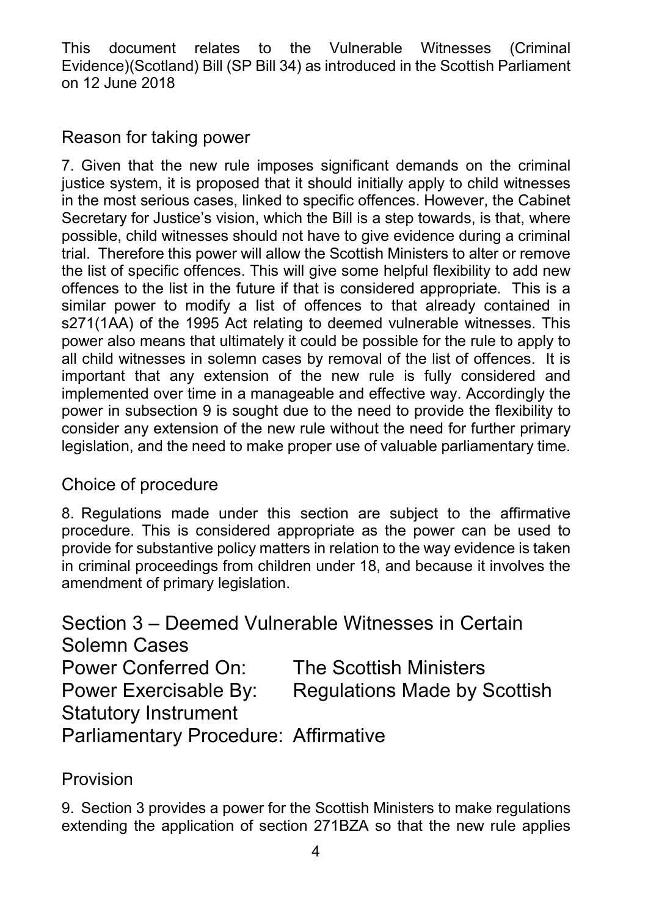This document relates to the Vulnerable Witnesses (Criminal Evidence)(Scotland) Bill (SP Bill 34) as introduced in the Scottish Parliament on 12 June 2018

## Reason for taking power

7. Given that the new rule imposes significant demands on the criminal justice system, it is proposed that it should initially apply to child witnesses in the most serious cases, linked to specific offences. However, the Cabinet Secretary for Justice's vision, which the Bill is a step towards, is that, where possible, child witnesses should not have to give evidence during a criminal trial. Therefore this power will allow the Scottish Ministers to alter or remove the list of specific offences. This will give some helpful flexibility to add new offences to the list in the future if that is considered appropriate. This is a similar power to modify a list of offences to that already contained in s271(1AA) of the 1995 Act relating to deemed vulnerable witnesses. This power also means that ultimately it could be possible for the rule to apply to all child witnesses in solemn cases by removal of the list of offences. It is important that any extension of the new rule is fully considered and implemented over time in a manageable and effective way. Accordingly the power in subsection 9 is sought due to the need to provide the flexibility to consider any extension of the new rule without the need for further primary legislation, and the need to make proper use of valuable parliamentary time.

## Choice of procedure

8. Regulations made under this section are subject to the affirmative procedure. This is considered appropriate as the power can be used to provide for substantive policy matters in relation to the way evidence is taken in criminal proceedings from children under 18, and because it involves the amendment of primary legislation.

# Section 3 – Deemed Vulnerable Witnesses in Certain Solemn Cases

Power Conferred On: The Scottish Ministers
Power Exercisable By: Regulations Made by Scottish Statutory Instrument
Parliamentary Procedure: Affirmative

## Provision

9. Section 3 provides a power for the Scottish Ministers to make regulations extending the application of section 271BZA so that the new rule applies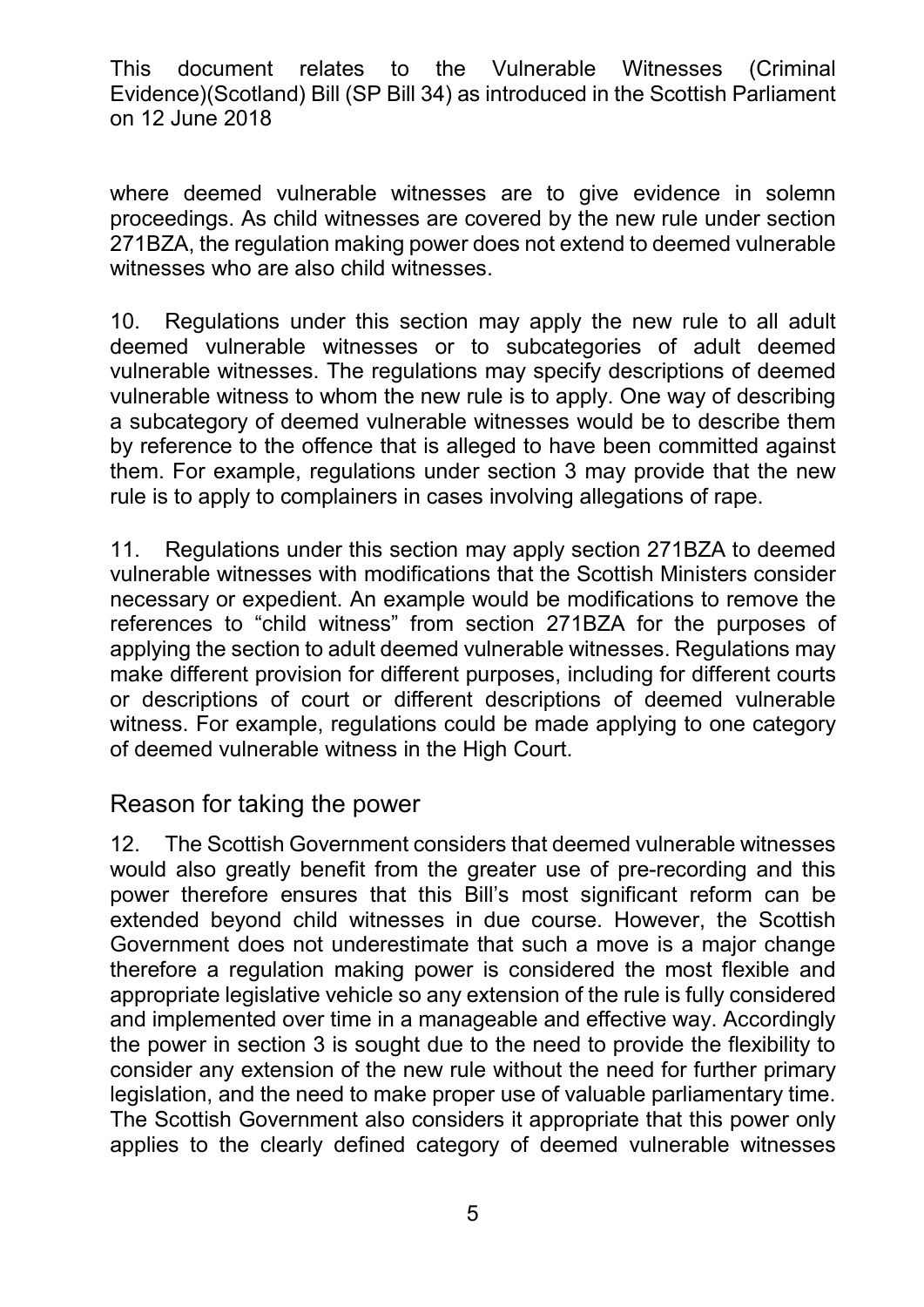where deemed vulnerable witnesses are to give evidence in solemn proceedings. As child witnesses are covered by the new rule under section 271BZA, the regulation making power does not extend to deemed vulnerable witnesses who are also child witnesses.

10. Regulations under this section may apply the new rule to all adult deemed vulnerable witnesses or to subcategories of adult deemed vulnerable witnesses. The regulations may specify descriptions of deemed vulnerable witness to whom the new rule is to apply. One way of describing a subcategory of deemed vulnerable witnesses would be to describe them by reference to the offence that is alleged to have been committed against them. For example, regulations under section 3 may provide that the new rule is to apply to complainers in cases involving allegations of rape.

11. Regulations under this section may apply section 271BZA to deemed vulnerable witnesses with modifications that the Scottish Ministers consider necessary or expedient. An example would be modifications to remove the references to "child witness" from section 271BZA for the purposes of applying the section to adult deemed vulnerable witnesses. Regulations may make different provision for different purposes, including for different courts or descriptions of court or different descriptions of deemed vulnerable witness. For example, regulations could be made applying to one category of deemed vulnerable witness in the High Court.

## Reason for taking the power

12. The Scottish Government considers that deemed vulnerable witnesses would also greatly benefit from the greater use of pre-recording and this power therefore ensures that this Bill's most significant reform can be extended beyond child witnesses in due course. However, the Scottish Government does not underestimate that such a move is a major change therefore a regulation making power is considered the most flexible and appropriate legislative vehicle so any extension of the rule is fully considered and implemented over time in a manageable and effective way. Accordingly the power in section 3 is sought due to the need to provide the flexibility to consider any extension of the new rule without the need for further primary legislation, and the need to make proper use of valuable parliamentary time. The Scottish Government also considers it appropriate that this power only applies to the clearly defined category of deemed vulnerable witnesses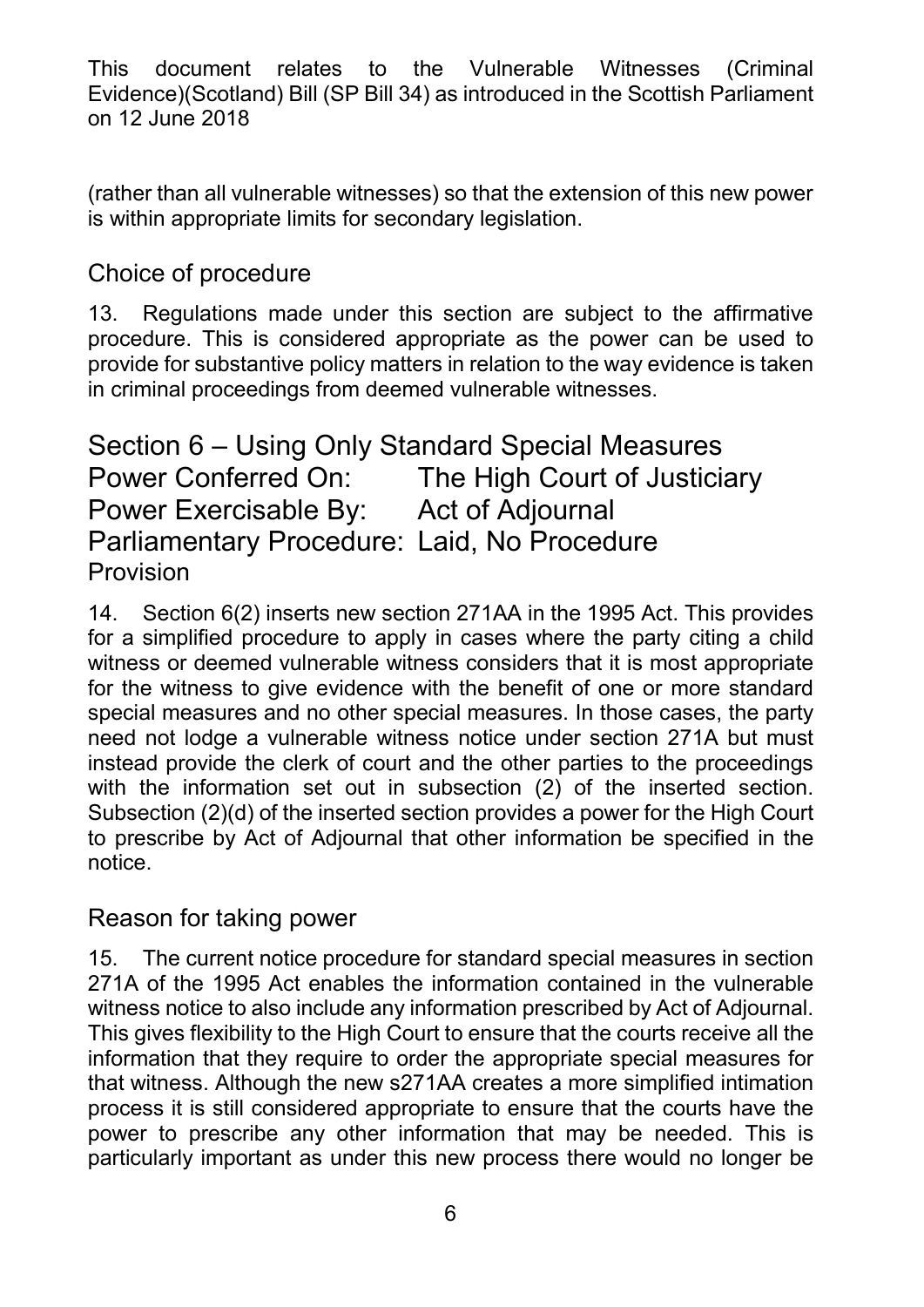(rather than all vulnerable witnesses) so that the extension of this new power is within appropriate limits for secondary legislation.

### Choice of procedure

13. Regulations made under this section are subject to the affirmative procedure. This is considered appropriate as the power can be used to provide for substantive policy matters in relation to the way evidence is taken in criminal proceedings from deemed vulnerable witnesses.

## Section 6 – Using Only Standard Special Measures

**Power Conferred On:** The High Court of Justiciary
**Power Exercisable By:** Act of Adjournal
**Parliamentary Procedure:** Laid, No Procedure

### Provision

14. Section 6(2) inserts new section 271AA in the 1995 Act. This provides for a simplified procedure to apply in cases where the party citing a child witness or deemed vulnerable witness considers that it is most appropriate for the witness to give evidence with the benefit of one or more standard special measures and no other special measures. In those cases, the party need not lodge a vulnerable witness notice under section 271A but must instead provide the clerk of court and the other parties to the proceedings with the information set out in subsection (2) of the inserted section. Subsection (2)(d) of the inserted section provides a power for the High Court to prescribe by Act of Adjournal that other information be specified in the notice.

### Reason for taking power

15. The current notice procedure for standard special measures in section 271A of the 1995 Act enables the information contained in the vulnerable witness notice to also include any information prescribed by Act of Adjournal. This gives flexibility to the High Court to ensure that the courts receive all the information that they require to order the appropriate special measures for that witness. Although the new s271AA creates a more simplified intimation process it is still considered appropriate to ensure that the courts have the power to prescribe any other information that may be needed. This is particularly important as under this new process there would no longer be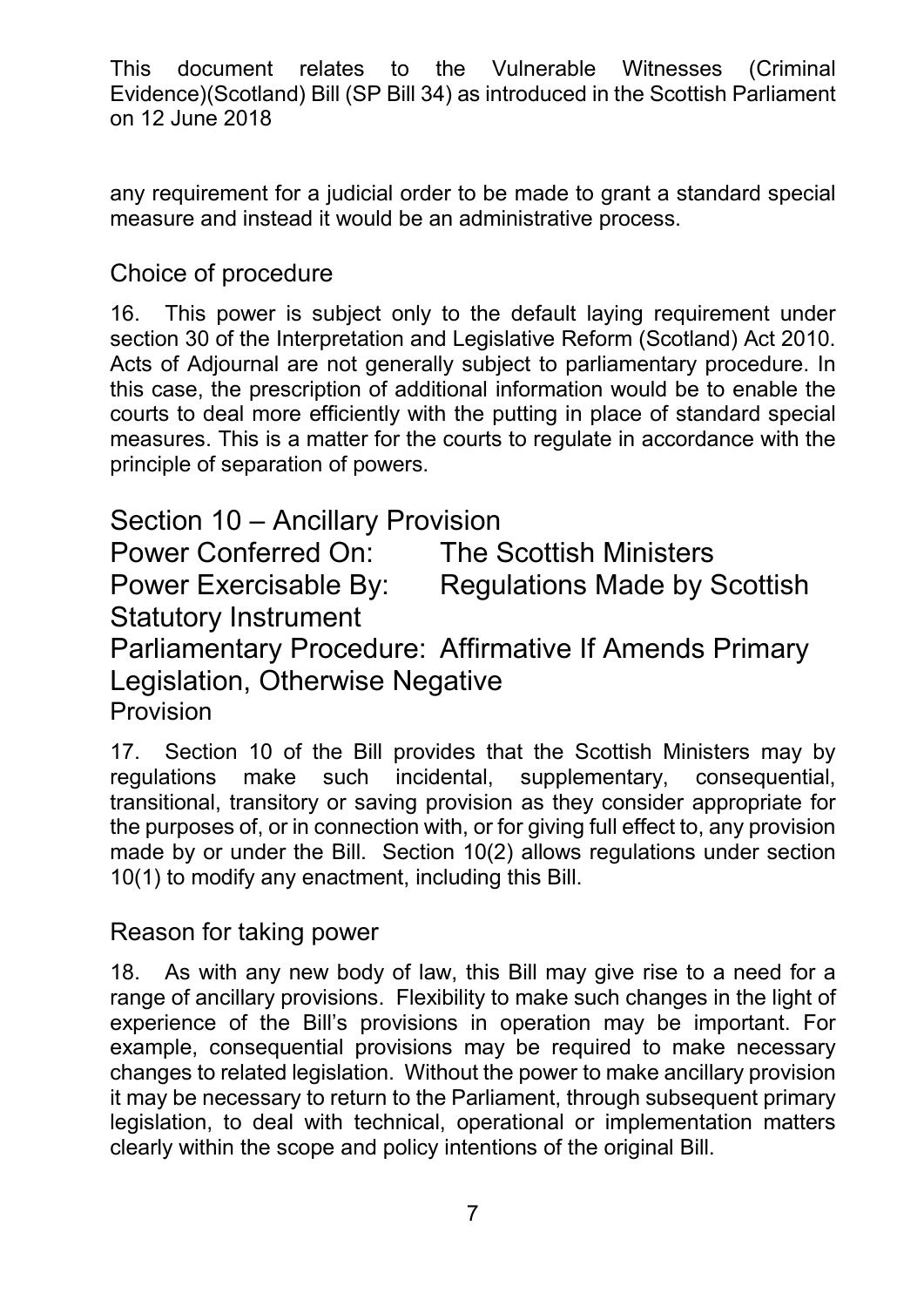any requirement for a judicial order to be made to grant a standard special measure and instead it would be an administrative process.

### Choice of procedure

16. This power is subject only to the default laying requirement under section 30 of the Interpretation and Legislative Reform (Scotland) Act 2010. Acts of Adjournal are not generally subject to parliamentary procedure. In this case, the prescription of additional information would be to enable the courts to deal more efficiently with the putting in place of standard special measures. This is a matter for the courts to regulate in accordance with the principle of separation of powers.

## Section 10 – Ancillary Provision

Power Conferred On: The Scottish Ministers

Power Exercisable By: Regulations Made by Scottish Statutory Instrument

Parliamentary Procedure: Affirmative If Amends Primary Legislation, Otherwise Negative

### Provision

17. Section 10 of the Bill provides that the Scottish Ministers may by regulations make such incidental, supplementary, consequential, transitional, transitory or saving provision as they consider appropriate for the purposes of, or in connection with, or for giving full effect to, any provision made by or under the Bill. Section 10(2) allows regulations under section 10(1) to modify any enactment, including this Bill.

### Reason for taking power

18. As with any new body of law, this Bill may give rise to a need for a range of ancillary provisions. Flexibility to make such changes in the light of experience of the Bill's provisions in operation may be important. For example, consequential provisions may be required to make necessary changes to related legislation. Without the power to make ancillary provision it may be necessary to return to the Parliament, through subsequent primary legislation, to deal with technical, operational or implementation matters clearly within the scope and policy intentions of the original Bill.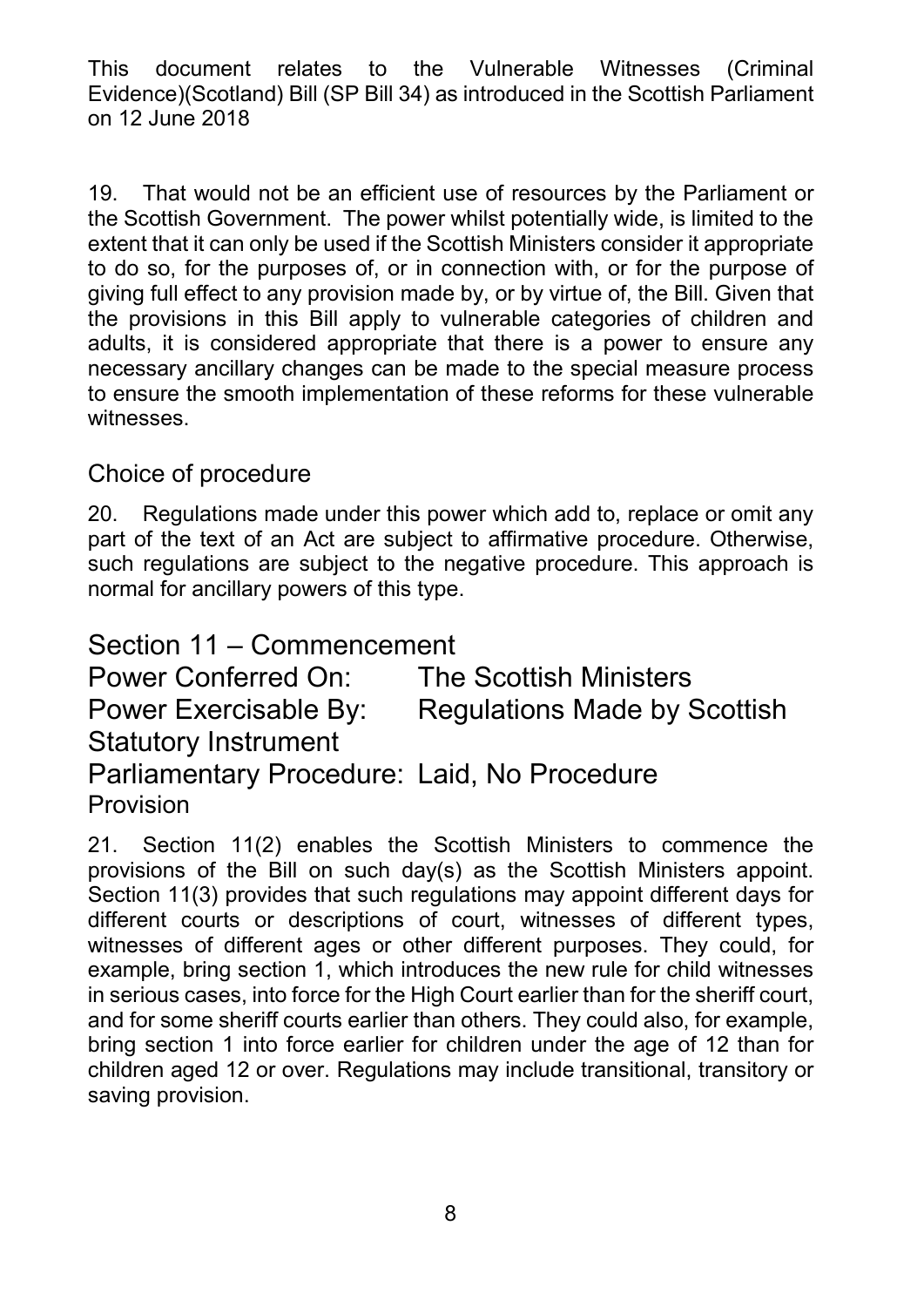19. That would not be an efficient use of resources by the Parliament or the Scottish Government. The power whilst potentially wide, is limited to the extent that it can only be used if the Scottish Ministers consider it appropriate to do so, for the purposes of, or in connection with, or for the purpose of giving full effect to any provision made by, or by virtue of, the Bill. Given that the provisions in this Bill apply to vulnerable categories of children and adults, it is considered appropriate that there is a power to ensure any necessary ancillary changes can be made to the special measure process to ensure the smooth implementation of these reforms for these vulnerable witnesses.

### Choice of procedure

20. Regulations made under this power which add to, replace or omit any part of the text of an Act are subject to affirmative procedure. Otherwise, such regulations are subject to the negative procedure. This approach is normal for ancillary powers of this type.

## Section 11 – Commencement

Power Conferred On: The Scottish Ministers
Power Exercisable By: Regulations Made by Scottish Statutory Instrument
Parliamentary Procedure: Laid, No Procedure

### Provision

21. Section 11(2) enables the Scottish Ministers to commence the provisions of the Bill on such day(s) as the Scottish Ministers appoint. Section 11(3) provides that such regulations may appoint different days for different courts or descriptions of court, witnesses of different types, witnesses of different ages or other different purposes. They could, for example, bring section 1, which introduces the new rule for child witnesses in serious cases, into force for the High Court earlier than for the sheriff court, and for some sheriff courts earlier than others. They could also, for example, bring section 1 into force earlier for children under the age of 12 than for children aged 12 or over. Regulations may include transitional, transitory or saving provision.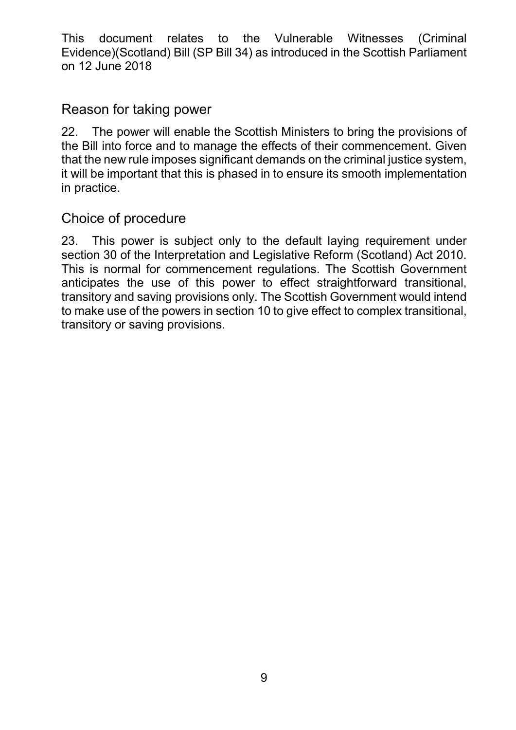## Reason for taking power

22. The power will enable the Scottish Ministers to bring the provisions of the Bill into force and to manage the effects of their commencement. Given that the new rule imposes significant demands on the criminal justice system, it will be important that this is phased in to ensure its smooth implementation in practice.

## Choice of procedure

23. This power is subject only to the default laying requirement under section 30 of the Interpretation and Legislative Reform (Scotland) Act 2010. This is normal for commencement regulations. The Scottish Government anticipates the use of this power to effect straightforward transitional, transitory and saving provisions only. The Scottish Government would intend to make use of the powers in section 10 to give effect to complex transitional, transitory or saving provisions.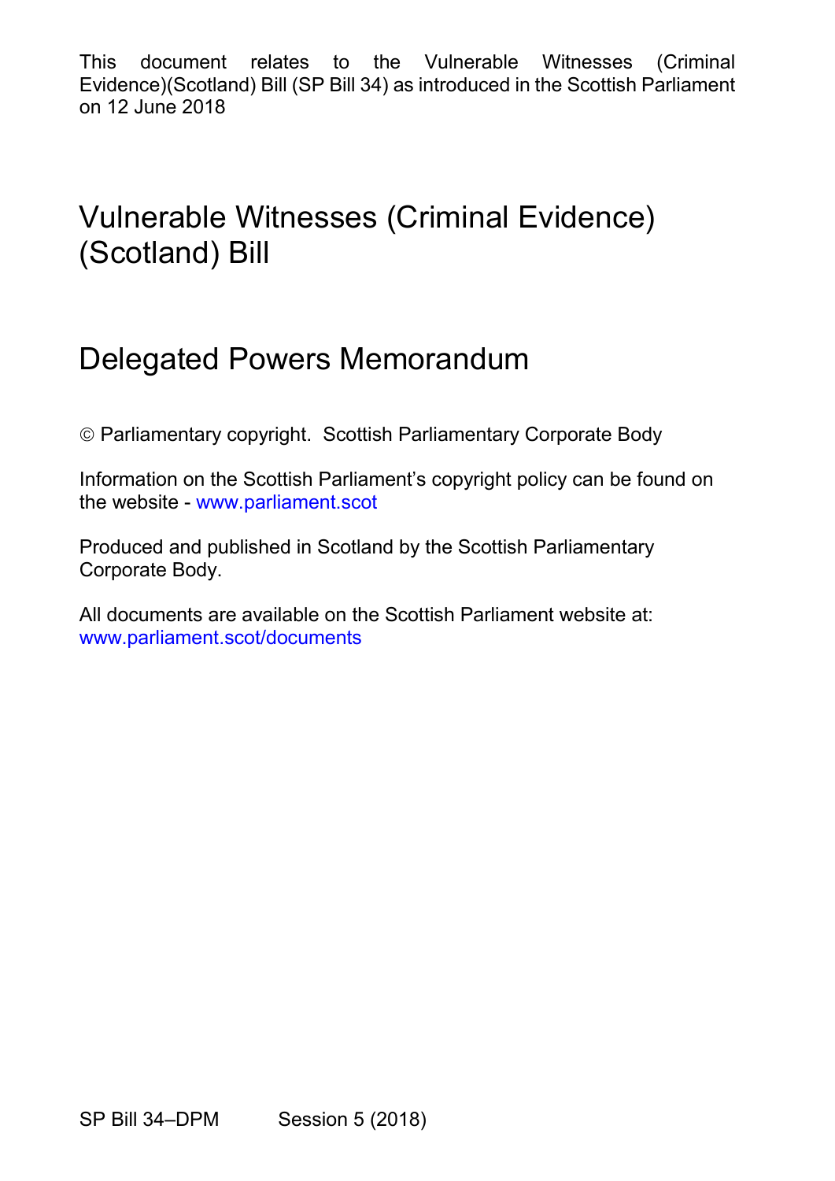This document relates to the Vulnerable Witnesses (Criminal Evidence)(Scotland) Bill (SP Bill 34) as introduced in the Scottish Parliament on 12 June 2018

# Vulnerable Witnesses (Criminal Evidence) (Scotland) Bill

## Delegated Powers Memorandum

© Parliamentary copyright. Scottish Parliamentary Corporate Body

Information on the Scottish Parliament's copyright policy can be found on the website - www.parliament.scot

Produced and published in Scotland by the Scottish Parliamentary Corporate Body.

All documents are available on the Scottish Parliament website at: www.parliament.scot/documents

SP Bill 34–DPM Session 5 (2018)